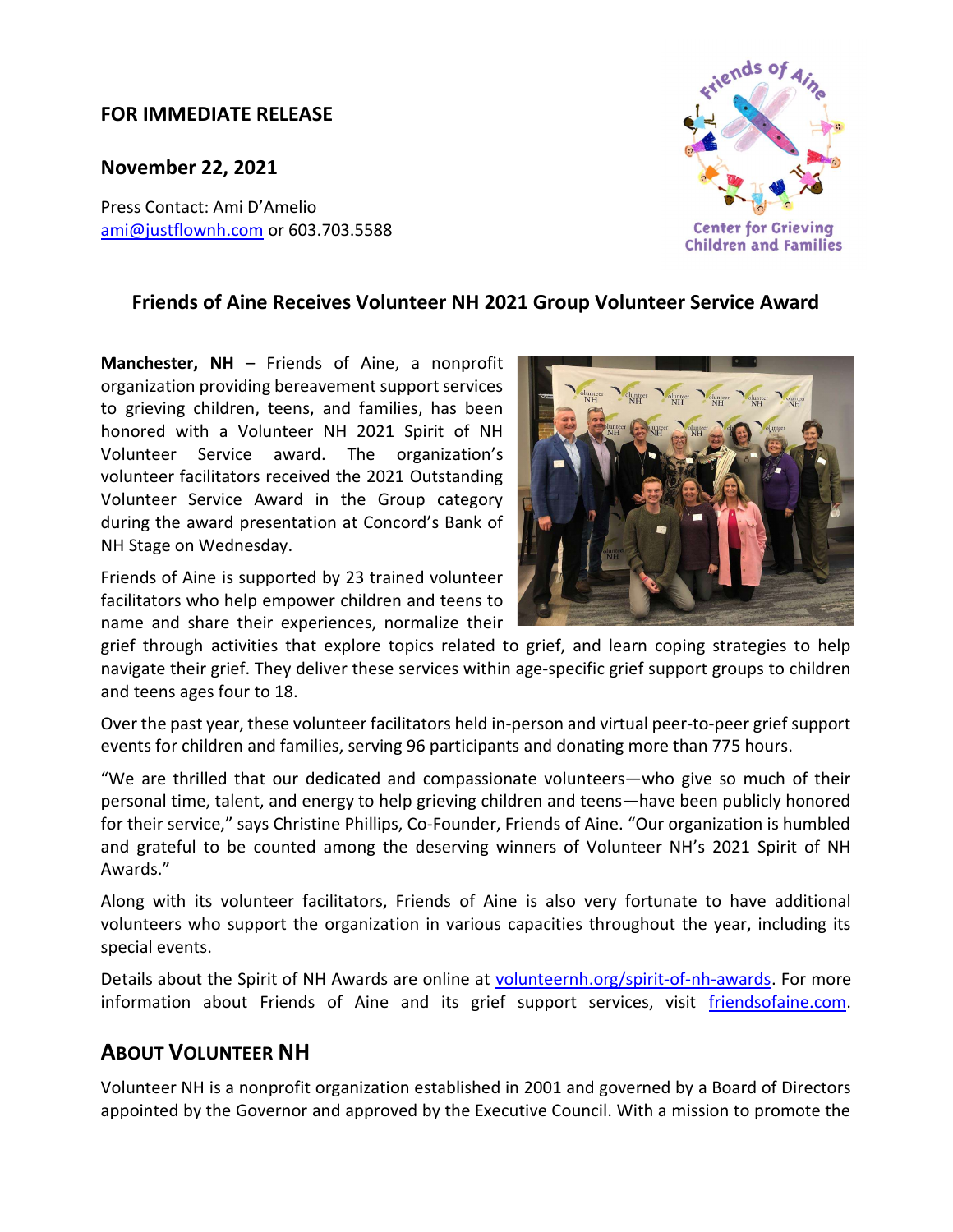**FOR IMMEDIATE RELEASE**

**November 22, 2021**

Press Contact: Ami D'Amelio
ami@justflownh.com or 603.703.5588

## Friends of Aine Receives Volunteer NH 2021 Group Volunteer Service Award

**Manchester, NH** – Friends of Aine, a nonprofit organization providing bereavement support services to grieving children, teens, and families, has been honored with a Volunteer NH 2021 Spirit of NH Volunteer Service award. The organization's volunteer facilitators received the 2021 Outstanding Volunteer Service Award in the Group category during the award presentation at Concord's Bank of NH Stage on Wednesday.

Friends of Aine is supported by 23 trained volunteer facilitators who help empower children and teens to name and share their experiences, normalize their grief through activities that explore topics related to grief, and learn coping strategies to help navigate their grief. They deliver these services within age-specific grief support groups to children and teens ages four to 18.

Over the past year, these volunteer facilitators held in-person and virtual peer-to-peer grief support events for children and families, serving 96 participants and donating more than 775 hours.

"We are thrilled that our dedicated and compassionate volunteers—who give so much of their personal time, talent, and energy to help grieving children and teens—have been publicly honored for their service," says Christine Phillips, Co-Founder, Friends of Aine. "Our organization is humbled and grateful to be counted among the deserving winners of Volunteer NH's 2021 Spirit of NH Awards."

Along with its volunteer facilitators, Friends of Aine is also very fortunate to have additional volunteers who support the organization in various capacities throughout the year, including its special events.

Details about the Spirit of NH Awards are online at volunteernh.org/spirit-of-nh-awards. For more information about Friends of Aine and its grief support services, visit friendsofaine.com.

## About Volunteer NH

Volunteer NH is a nonprofit organization established in 2001 and governed by a Board of Directors appointed by the Governor and approved by the Executive Council. With a mission to promote the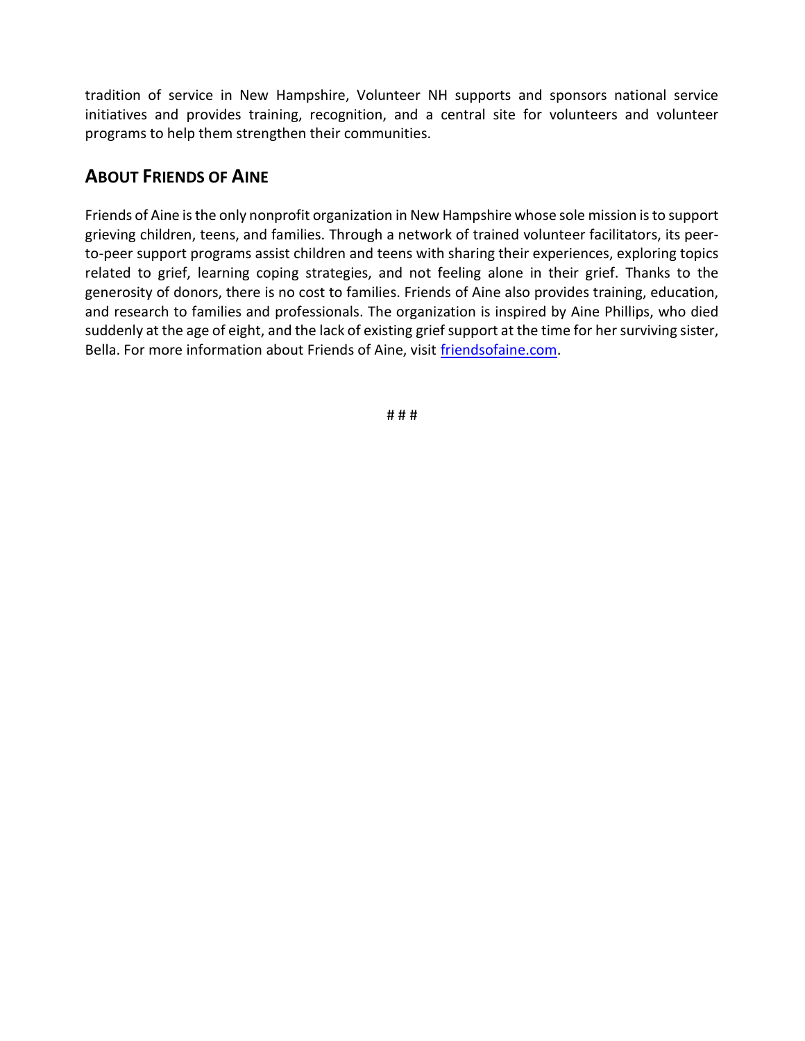tradition of service in New Hampshire, Volunteer NH supports and sponsors national service initiatives and provides training, recognition, and a central site for volunteers and volunteer programs to help them strengthen their communities.

## ABOUT FRIENDS OF AINE

Friends of Aine is the only nonprofit organization in New Hampshire whose sole mission is to support grieving children, teens, and families. Through a network of trained volunteer facilitators, its peer-to-peer support programs assist children and teens with sharing their experiences, exploring topics related to grief, learning coping strategies, and not feeling alone in their grief. Thanks to the generosity of donors, there is no cost to families. Friends of Aine also provides training, education, and research to families and professionals. The organization is inspired by Aine Phillips, who died suddenly at the age of eight, and the lack of existing grief support at the time for her surviving sister, Bella. For more information about Friends of Aine, visit [friendsofaine.com](friendsofaine.com).

# # #